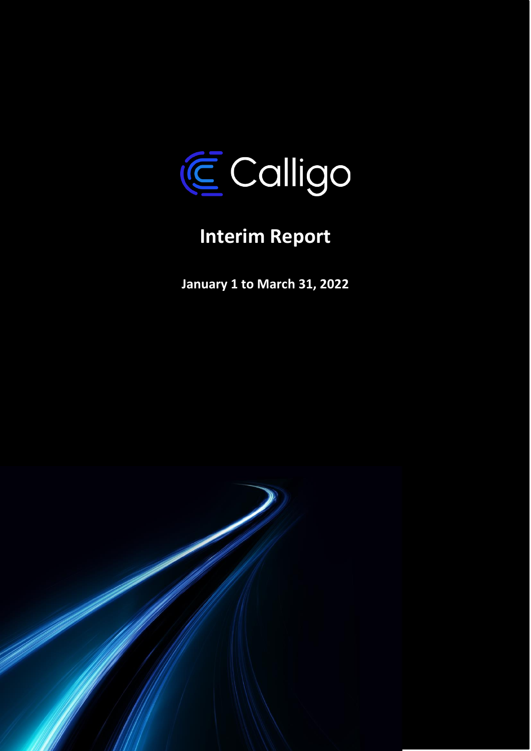Calligo

# Interim Report

**January 1 to March 31, 2022**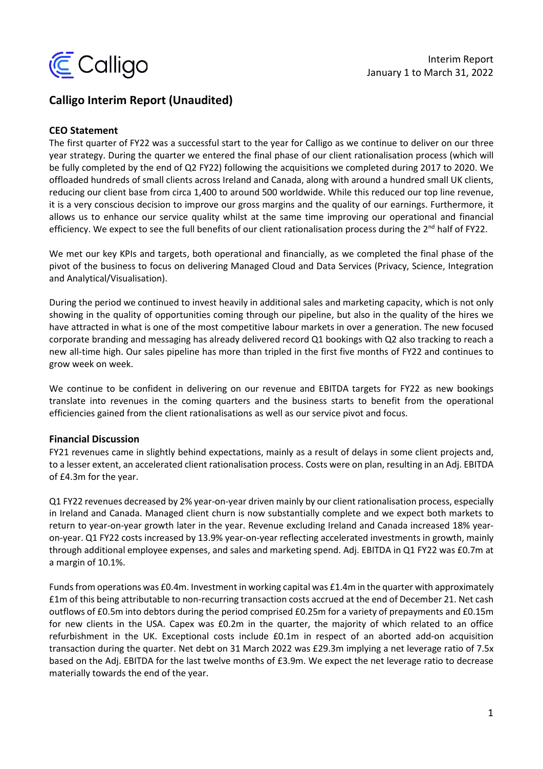Interim Report
January 1 to March 31, 2022

# Calligo Interim Report (Unaudited)

## CEO Statement

The first quarter of FY22 was a successful start to the year for Calligo as we continue to deliver on our three year strategy. During the quarter we entered the final phase of our client rationalisation process (which will be fully completed by the end of Q2 FY22) following the acquisitions we completed during 2017 to 2020. We offloaded hundreds of small clients across Ireland and Canada, along with around a hundred small UK clients, reducing our client base from circa 1,400 to around 500 worldwide. While this reduced our top line revenue, it is a very conscious decision to improve our gross margins and the quality of our earnings. Furthermore, it allows us to enhance our service quality whilst at the same time improving our operational and financial efficiency. We expect to see the full benefits of our client rationalisation process during the 2nd half of FY22.

We met our key KPIs and targets, both operational and financially, as we completed the final phase of the pivot of the business to focus on delivering Managed Cloud and Data Services (Privacy, Science, Integration and Analytical/Visualisation).

During the period we continued to invest heavily in additional sales and marketing capacity, which is not only showing in the quality of opportunities coming through our pipeline, but also in the quality of the hires we have attracted in what is one of the most competitive labour markets in over a generation. The new focused corporate branding and messaging has already delivered record Q1 bookings with Q2 also tracking to reach a new all-time high. Our sales pipeline has more than tripled in the first five months of FY22 and continues to grow week on week.

We continue to be confident in delivering on our revenue and EBITDA targets for FY22 as new bookings translate into revenues in the coming quarters and the business starts to benefit from the operational efficiencies gained from the client rationalisations as well as our service pivot and focus.

## Financial Discussion

FY21 revenues came in slightly behind expectations, mainly as a result of delays in some client projects and, to a lesser extent, an accelerated client rationalisation process. Costs were on plan, resulting in an Adj. EBITDA of £4.3m for the year.

Q1 FY22 revenues decreased by 2% year-on-year driven mainly by our client rationalisation process, especially in Ireland and Canada. Managed client churn is now substantially complete and we expect both markets to return to year-on-year growth later in the year. Revenue excluding Ireland and Canada increased 18% year-on-year. Q1 FY22 costs increased by 13.9% year-on-year reflecting accelerated investments in growth, mainly through additional employee expenses, and sales and marketing spend. Adj. EBITDA in Q1 FY22 was £0.7m at a margin of 10.1%.

Funds from operations was £0.4m. Investment in working capital was £1.4m in the quarter with approximately £1m of this being attributable to non-recurring transaction costs accrued at the end of December 21. Net cash outflows of £0.5m into debtors during the period comprised £0.25m for a variety of prepayments and £0.15m for new clients in the USA. Capex was £0.2m in the quarter, the majority of which related to an office refurbishment in the UK. Exceptional costs include £0.1m in respect of an aborted add-on acquisition transaction during the quarter. Net debt on 31 March 2022 was £29.3m implying a net leverage ratio of 7.5x based on the Adj. EBITDA for the last twelve months of £3.9m. We expect the net leverage ratio to decrease materially towards the end of the year.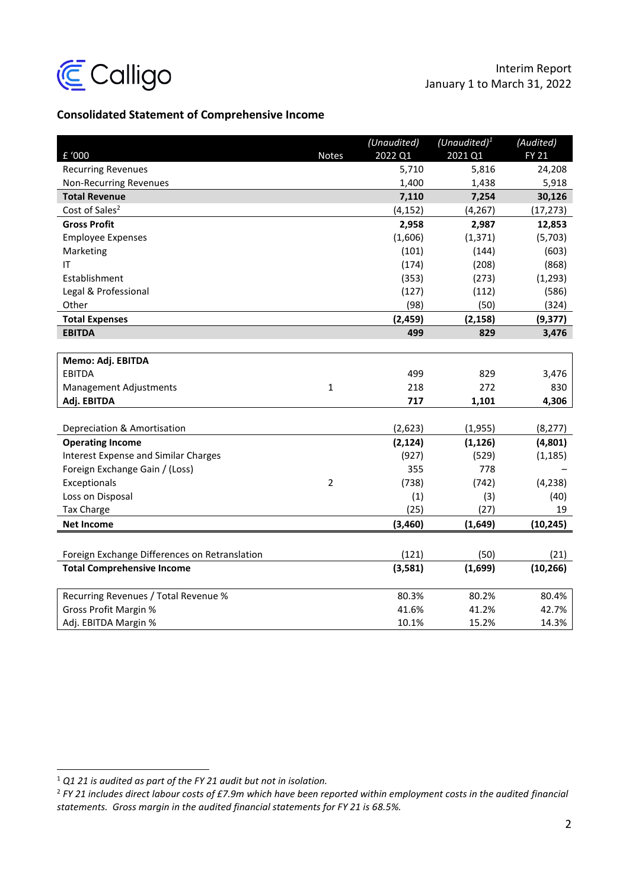Calligo

Interim Report
January 1 to March 31, 2022

## Consolidated Statement of Comprehensive Income

| £ '000 | Notes | (Unaudited) 2022 Q1 | (Unaudited)[1] 2021 Q1 | (Audited) FY 21 |
|---|---|---|---|---|
| Recurring Revenues | | 5,710 | 5,816 | 24,208 |
| Non-Recurring Revenues | | 1,400 | 1,438 | 5,918 |
| **Total Revenue** | | **7,110** | **7,254** | **30,126** |
| Cost of Sales[2] | | (4,152) | (4,267) | (17,273) |
| **Gross Profit** | | **2,958** | **2,987** | **12,853** |
| Employee Expenses | | (1,606) | (1,371) | (5,703) |
| Marketing | | (101) | (144) | (603) |
| IT | | (174) | (208) | (868) |
| Establishment | | (353) | (273) | (1,293) |
| Legal & Professional | | (127) | (112) | (586) |
| Other | | (98) | (50) | (324) |
| **Total Expenses** | | **(2,459)** | **(2,158)** | **(9,377)** |
| **EBITDA** | | **499** | **829** | **3,476** |
| | | | | |
| **Memo: Adj. EBITDA** | | | | |
| EBITDA | | 499 | 829 | 3,476 |
| Management Adjustments | 1 | 218 | 272 | 830 |
| **Adj. EBITDA** | | **717** | **1,101** | **4,306** |
| | | | | |
| Depreciation & Amortisation | | (2,623) | (1,955) | (8,277) |
| **Operating Income** | | **(2,124)** | **(1,126)** | **(4,801)** |
| Interest Expense and Similar Charges | | (927) | (529) | (1,185) |
| Foreign Exchange Gain / (Loss) | | 355 | 778 | – |
| Exceptionals | 2 | (738) | (742) | (4,238) |
| Loss on Disposal | | (1) | (3) | (40) |
| Tax Charge | | (25) | (27) | 19 |
| **Net Income** | | **(3,460)** | **(1,649)** | **(10,245)** |
| | | | | |
| Foreign Exchange Differences on Retranslation | | (121) | (50) | (21) |
| **Total Comprehensive Income** | | **(3,581)** | **(1,699)** | **(10,266)** |
| | | | | |
| Recurring Revenues / Total Revenue % | | 80.3% | 80.2% | 80.4% |
| Gross Profit Margin % | | 41.6% | 41.2% | 42.7% |
| Adj. EBITDA Margin % | | 10.1% | 15.2% | 14.3% |

[1] *Q1 21 is audited as part of the FY 21 audit but not in isolation.*

[2] *FY 21 includes direct labour costs of £7.9m which have been reported within employment costs in the audited financial statements. Gross margin in the audited financial statements for FY 21 is 68.5%.*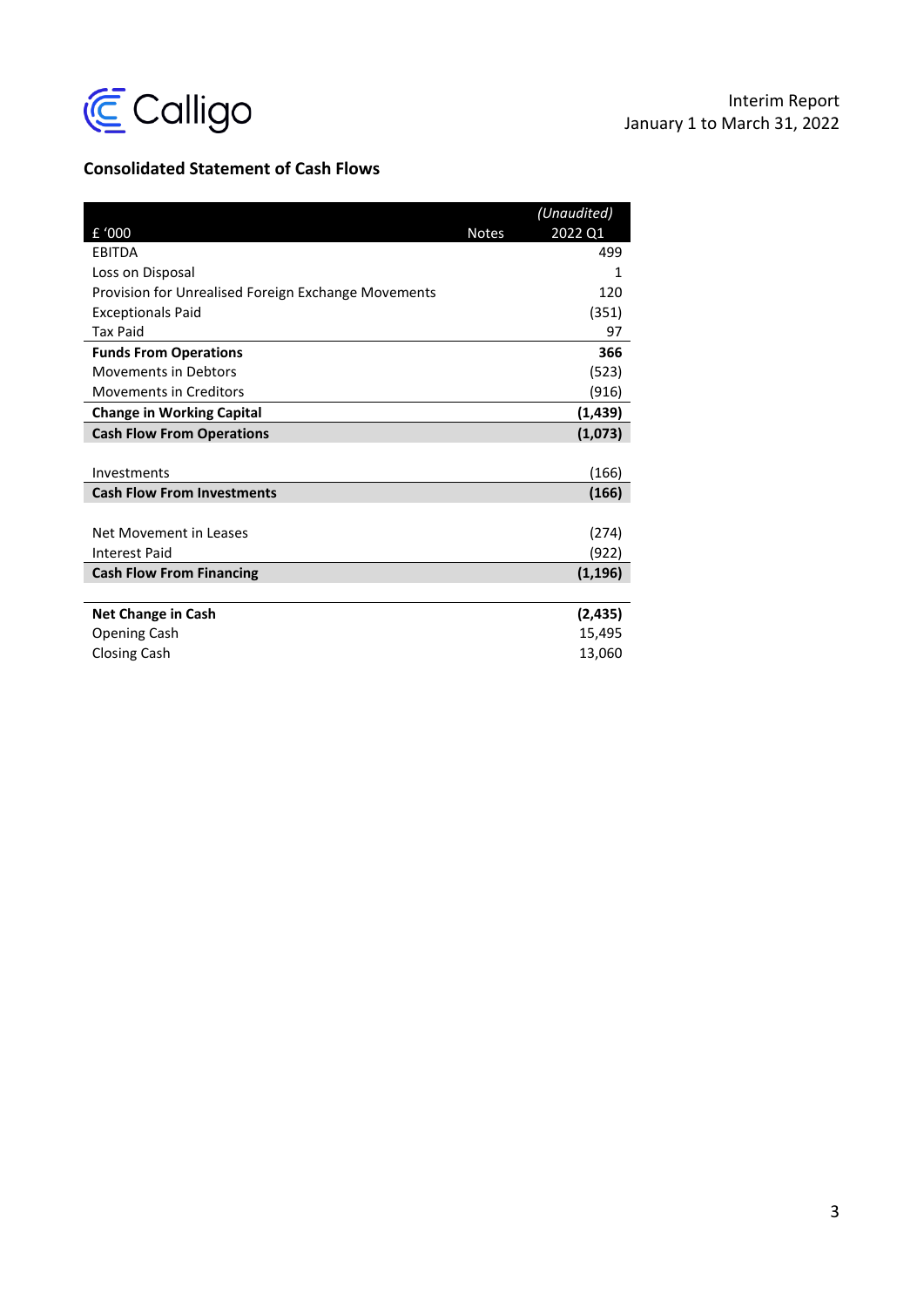Calligo

Interim Report
January 1 to March 31, 2022

## Consolidated Statement of Cash Flows

| £ '000 | Notes | *(Unaudited)* 2022 Q1 |
|---|---|---|
| EBITDA | | 499 |
| Loss on Disposal | | 1 |
| Provision for Unrealised Foreign Exchange Movements | | 120 |
| Exceptionals Paid | | (351) |
| Tax Paid | | 97 |
| **Funds From Operations** | | **366** |
| Movements in Debtors | | (523) |
| Movements in Creditors | | (916) |
| **Change in Working Capital** | | **(1,439)** |
| **Cash Flow From Operations** | | **(1,073)** |
| | | |
| Investments | | (166) |
| **Cash Flow From Investments** | | **(166)** |
| | | |
| Net Movement in Leases | | (274) |
| Interest Paid | | (922) |
| **Cash Flow From Financing** | | **(1,196)** |
| | | |
| **Net Change in Cash** | | **(2,435)** |
| Opening Cash | | 15,495 |
| Closing Cash | | 13,060 |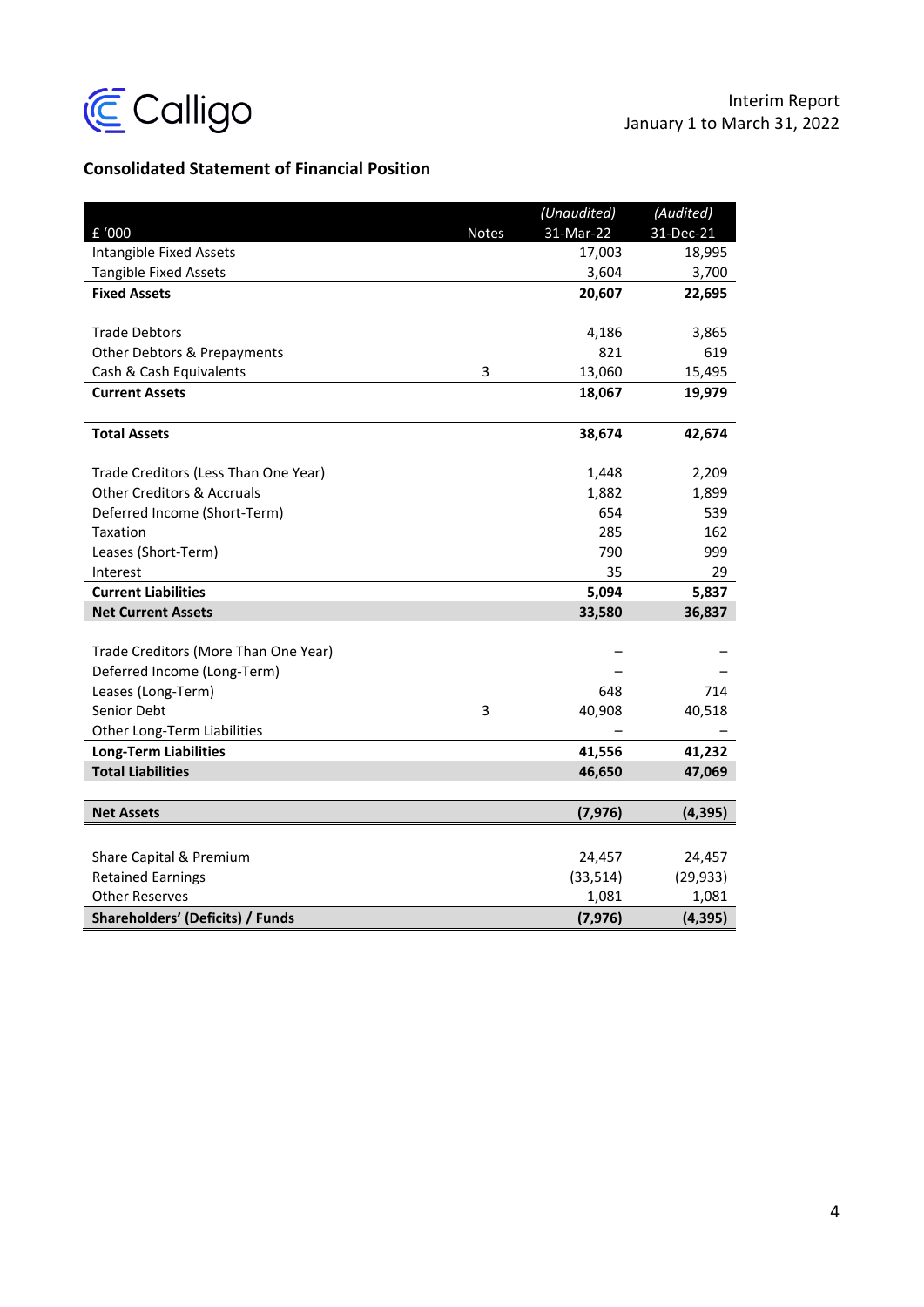## Consolidated Statement of Financial Position

| £ '000 | Notes | (Unaudited) 31-Mar-22 | (Audited) 31-Dec-21 |
|---|---|---|---|
| Intangible Fixed Assets | | 17,003 | 18,995 |
| Tangible Fixed Assets | | 3,604 | 3,700 |
| **Fixed Assets** | | **20,607** | **22,695** |
| | | | |
| Trade Debtors | | 4,186 | 3,865 |
| Other Debtors & Prepayments | | 821 | 619 |
| Cash & Cash Equivalents | 3 | 13,060 | 15,495 |
| **Current Assets** | | **18,067** | **19,979** |
| | | | |
| **Total Assets** | | **38,674** | **42,674** |
| | | | |
| Trade Creditors (Less Than One Year) | | 1,448 | 2,209 |
| Other Creditors & Accruals | | 1,882 | 1,899 |
| Deferred Income (Short-Term) | | 654 | 539 |
| Taxation | | 285 | 162 |
| Leases (Short-Term) | | 790 | 999 |
| Interest | | 35 | 29 |
| **Current Liabilities** | | **5,094** | **5,837** |
| **Net Current Assets** | | **33,580** | **36,837** |
| | | | |
| Trade Creditors (More Than One Year) | | – | – |
| Deferred Income (Long-Term) | | – | – |
| Leases (Long-Term) | | 648 | 714 |
| Senior Debt | 3 | 40,908 | 40,518 |
| Other Long-Term Liabilities | | – | – |
| **Long-Term Liabilities** | | **41,556** | **41,232** |
| **Total Liabilities** | | **46,650** | **47,069** |
| | | | |
| **Net Assets** | | **(7,976)** | **(4,395)** |
| | | | |
| Share Capital & Premium | | 24,457 | 24,457 |
| Retained Earnings | | (33,514) | (29,933) |
| Other Reserves | | 1,081 | 1,081 |
| **Shareholders' (Deficits) / Funds** | | **(7,976)** | **(4,395)** |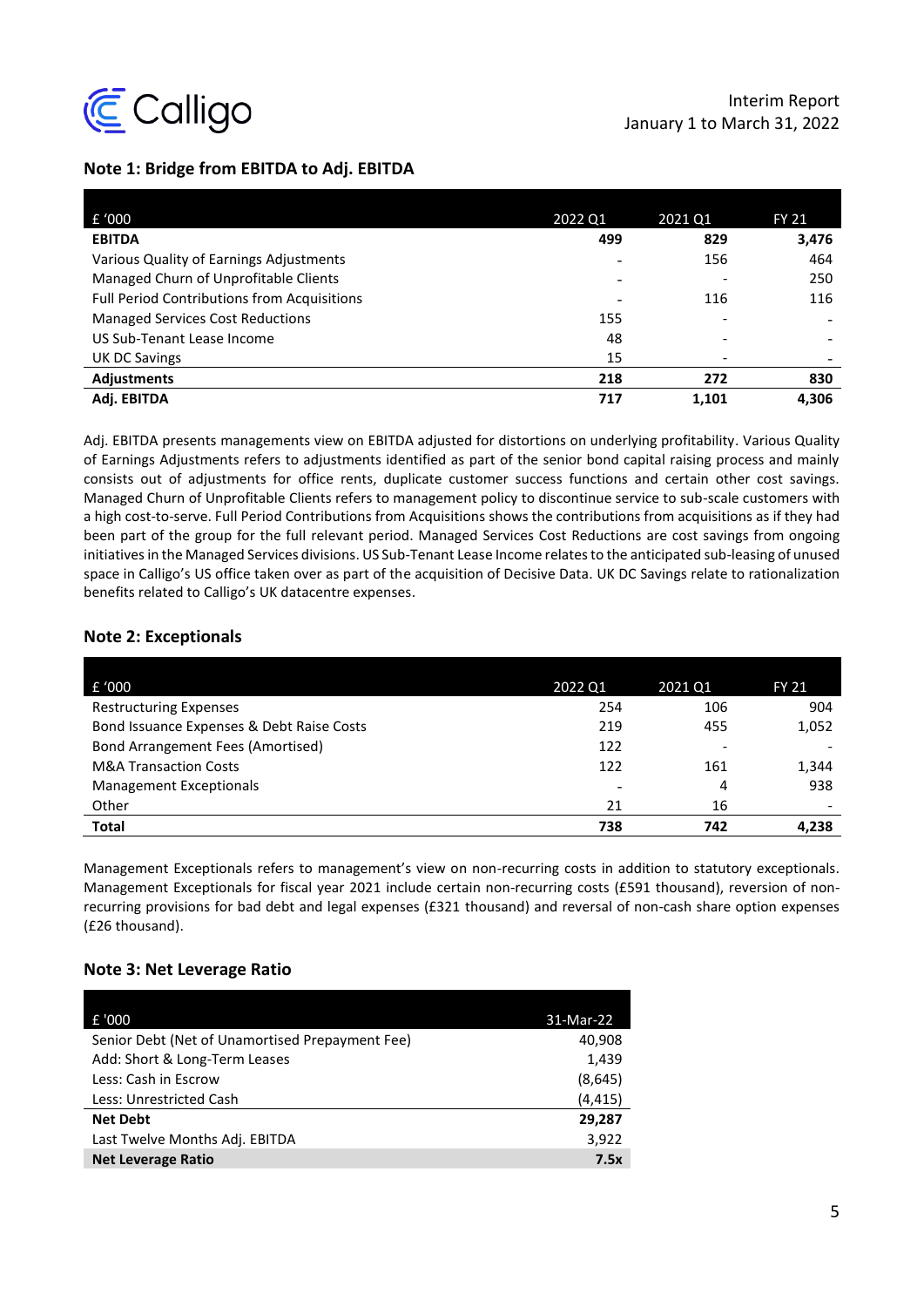## Note 1: Bridge from EBITDA to Adj. EBITDA

| £ '000 | 2022 Q1 | 2021 Q1 | FY 21 |
|---|---|---|---|
| **EBITDA** | **499** | **829** | **3,476** |
| Various Quality of Earnings Adjustments | - | 156 | 464 |
| Managed Churn of Unprofitable Clients | - | - | 250 |
| Full Period Contributions from Acquisitions | - | 116 | 116 |
| Managed Services Cost Reductions | 155 | - | - |
| US Sub-Tenant Lease Income | 48 | - | - |
| UK DC Savings | 15 | - | - |
| **Adjustments** | **218** | **272** | **830** |
| **Adj. EBITDA** | **717** | **1,101** | **4,306** |

Adj. EBITDA presents managements view on EBITDA adjusted for distortions on underlying profitability. Various Quality of Earnings Adjustments refers to adjustments identified as part of the senior bond capital raising process and mainly consists out of adjustments for office rents, duplicate customer success functions and certain other cost savings. Managed Churn of Unprofitable Clients refers to management policy to discontinue service to sub-scale customers with a high cost-to-serve. Full Period Contributions from Acquisitions shows the contributions from acquisitions as if they had been part of the group for the full relevant period. Managed Services Cost Reductions are cost savings from ongoing initiatives in the Managed Services divisions. US Sub-Tenant Lease Income relates to the anticipated sub-leasing of unused space in Calligo's US office taken over as part of the acquisition of Decisive Data. UK DC Savings relate to rationalization benefits related to Calligo's UK datacentre expenses.

## Note 2: Exceptionals

| £ '000 | 2022 Q1 | 2021 Q1 | FY 21 |
|---|---|---|---|
| Restructuring Expenses | 254 | 106 | 904 |
| Bond Issuance Expenses & Debt Raise Costs | 219 | 455 | 1,052 |
| Bond Arrangement Fees (Amortised) | 122 | - | - |
| M&A Transaction Costs | 122 | 161 | 1,344 |
| Management Exceptionals | - | 4 | 938 |
| Other | 21 | 16 | - |
| **Total** | **738** | **742** | **4,238** |

Management Exceptionals refers to management's view on non-recurring costs in addition to statutory exceptionals. Management Exceptionals for fiscal year 2021 include certain non-recurring costs (£591 thousand), reversion of non-recurring provisions for bad debt and legal expenses (£321 thousand) and reversal of non-cash share option expenses (£26 thousand).

## Note 3: Net Leverage Ratio

| £ '000 | 31-Mar-22 |
|---|---|
| Senior Debt (Net of Unamortised Prepayment Fee) | 40,908 |
| Add: Short & Long-Term Leases | 1,439 |
| Less: Cash in Escrow | (8,645) |
| Less: Unrestricted Cash | (4,415) |
| **Net Debt** | **29,287** |
| Last Twelve Months Adj. EBITDA | 3,922 |
| **Net Leverage Ratio** | **7.5x** |